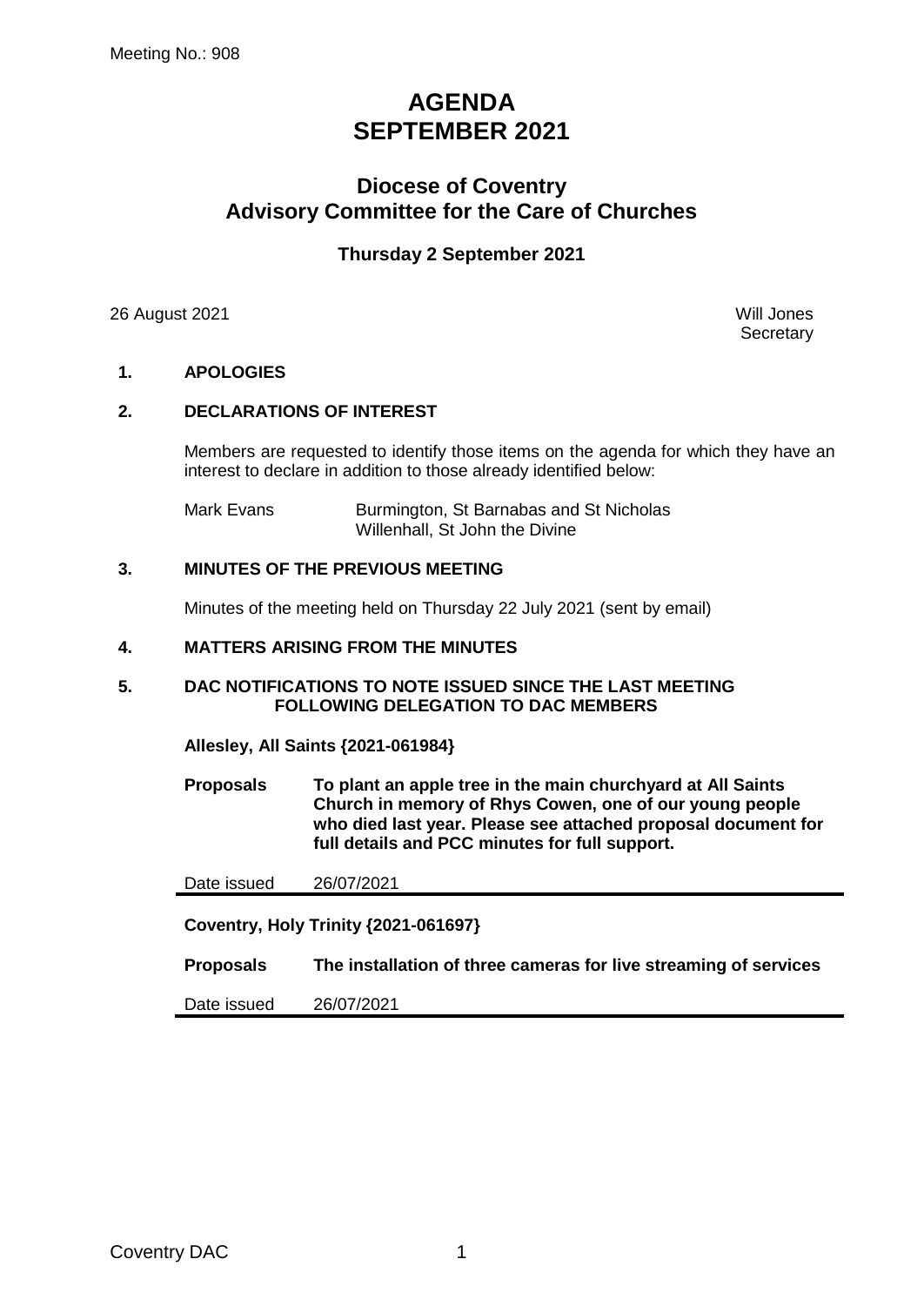Meeting No.: 908

# AGENDA
# SEPTEMBER 2021

## Diocese of Coventry
## Advisory Committee for the Care of Churches

### Thursday 2 September 2021

26 August 2021

Will Jones
Secretary

**1. APOLOGIES**

**2. DECLARATIONS OF INTEREST**

Members are requested to identify those items on the agenda for which they have an interest to declare in addition to those already identified below:

| | |
|---|---|
| Mark Evans | Burmington, St Barnabas and St Nicholas<br>Willenhall, St John the Divine |

**3. MINUTES OF THE PREVIOUS MEETING**

Minutes of the meeting held on Thursday 22 July 2021 (sent by email)

**4. MATTERS ARISING FROM THE MINUTES**

**5. DAC NOTIFICATIONS TO NOTE ISSUED SINCE THE LAST MEETING FOLLOWING DELEGATION TO DAC MEMBERS**

**Allesley, All Saints {2021-061984}**

**Proposals** **To plant an apple tree in the main churchyard at All Saints Church in memory of Rhys Cowen, one of our young people who died last year. Please see attached proposal document for full details and PCC minutes for full support.**

Date issued 26/07/2021

**Coventry, Holy Trinity {2021-061697}**

**Proposals** **The installation of three cameras for live streaming of services**

Date issued 26/07/2021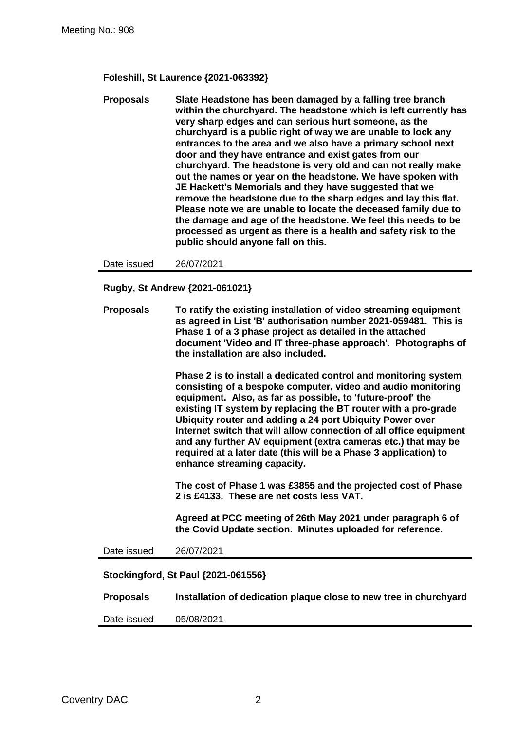**Foleshill, St Laurence {2021-063392}**

**Proposals** **Slate Headstone has been damaged by a falling tree branch within the churchyard. The headstone which is left currently has very sharp edges and can serious hurt someone, as the churchyard is a public right of way we are unable to lock any entrances to the area and we also have a primary school next door and they have entrance and exist gates from our churchyard. The headstone is very old and can not really make out the names or year on the headstone. We have spoken with JE Hackett's Memorials and they have suggested that we remove the headstone due to the sharp edges and lay this flat. Please note we are unable to locate the deceased family due to the damage and age of the headstone. We feel this needs to be processed as urgent as there is a health and safety risk to the public should anyone fall on this.**

Date issued 26/07/2021

---

**Rugby, St Andrew {2021-061021}**

**Proposals** **To ratify the existing installation of video streaming equipment as agreed in List 'B' authorisation number 2021-059481. This is Phase 1 of a 3 phase project as detailed in the attached document 'Video and IT three-phase approach'. Photographs of the installation are also included.**

**Phase 2 is to install a dedicated control and monitoring system consisting of a bespoke computer, video and audio monitoring equipment. Also, as far as possible, to 'future-proof' the existing IT system by replacing the BT router with a pro-grade Ubiquity router and adding a 24 port Ubiquity Power over Internet switch that will allow connection of all office equipment and any further AV equipment (extra cameras etc.) that may be required at a later date (this will be a Phase 3 application) to enhance streaming capacity.**

**The cost of Phase 1 was £3855 and the projected cost of Phase 2 is £4133. These are net costs less VAT.**

**Agreed at PCC meeting of 26th May 2021 under paragraph 6 of the Covid Update section. Minutes uploaded for reference.**

Date issued 26/07/2021

---

**Stockingford, St Paul {2021-061556}**

**Proposals** **Installation of dedication plaque close to new tree in churchyard**

Date issued 05/08/2021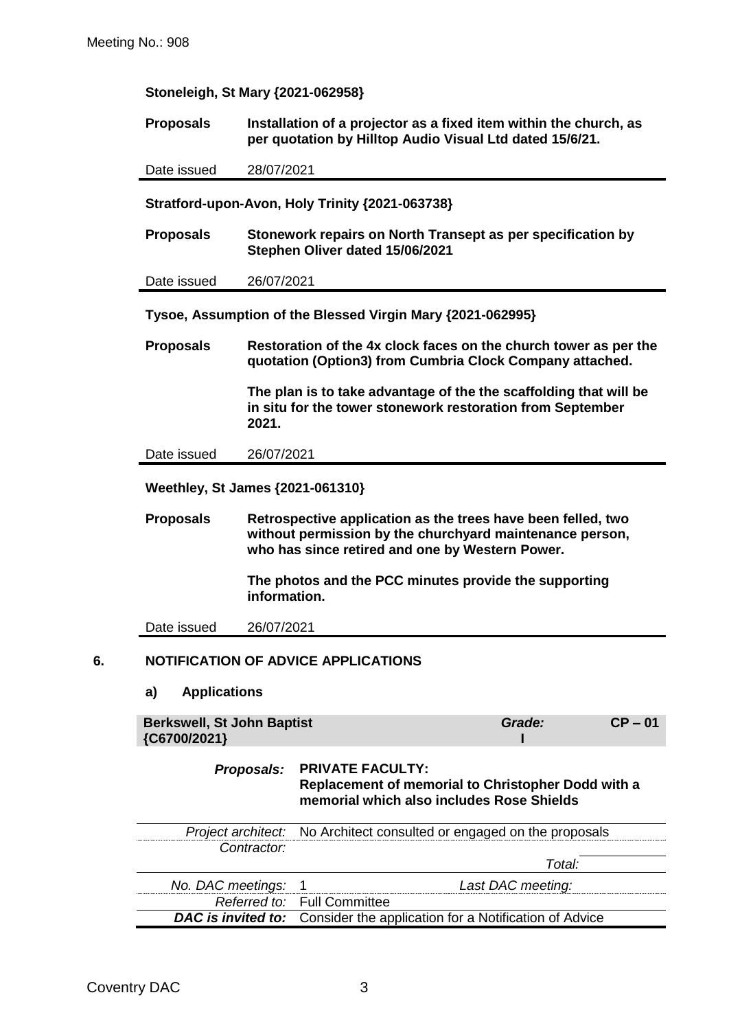**Stoneleigh, St Mary {2021-062958}**

| | |
|---|---|
| **Proposals** | **Installation of a projector as a fixed item within the church, as per quotation by Hilltop Audio Visual Ltd dated 15/6/21.** |
| Date issued | 28/07/2021 |

**Stratford-upon-Avon, Holy Trinity {2021-063738}**

| | |
|---|---|
| **Proposals** | **Stonework repairs on North Transept as per specification by Stephen Oliver dated 15/06/2021** |
| Date issued | 26/07/2021 |

**Tysoe, Assumption of the Blessed Virgin Mary {2021-062995}**

| | |
|---|---|
| **Proposals** | **Restoration of the 4x clock faces on the church tower as per the quotation (Option3) from Cumbria Clock Company attached.**<br><br>**The plan is to take advantage of the the scaffolding that will be in situ for the tower stonework restoration from September 2021.** |
| Date issued | 26/07/2021 |

**Weethley, St James {2021-061310}**

| | |
|---|---|
| **Proposals** | **Retrospective application as the trees have been felled, two without permission by the churchyard maintenance person, who has since retired and one by Western Power.**<br><br>**The photos and the PCC minutes provide the supporting information.** |
| Date issued | 26/07/2021 |

## 6. NOTIFICATION OF ADVICE APPLICATIONS

### a) Applications

| **Berkswell, St John Baptist {C6700/2021}** | | ***Grade:* I** | **CP – 01** |
|---|---|---|---|
| ***Proposals:*** | **PRIVATE FACULTY:**<br>**Replacement of memorial to Christopher Dodd with a memorial which also includes Rose Shields** | | |
| *Project architect:* | No Architect consulted or engaged on the proposals | | |
| *Contractor:* | | *Total:* | |
| *No. DAC meetings:* | 1 | *Last DAC meeting:* | |
| *Referred to:* | Full Committee | | |
| ***DAC is invited to:*** | Consider the application for a Notification of Advice | | |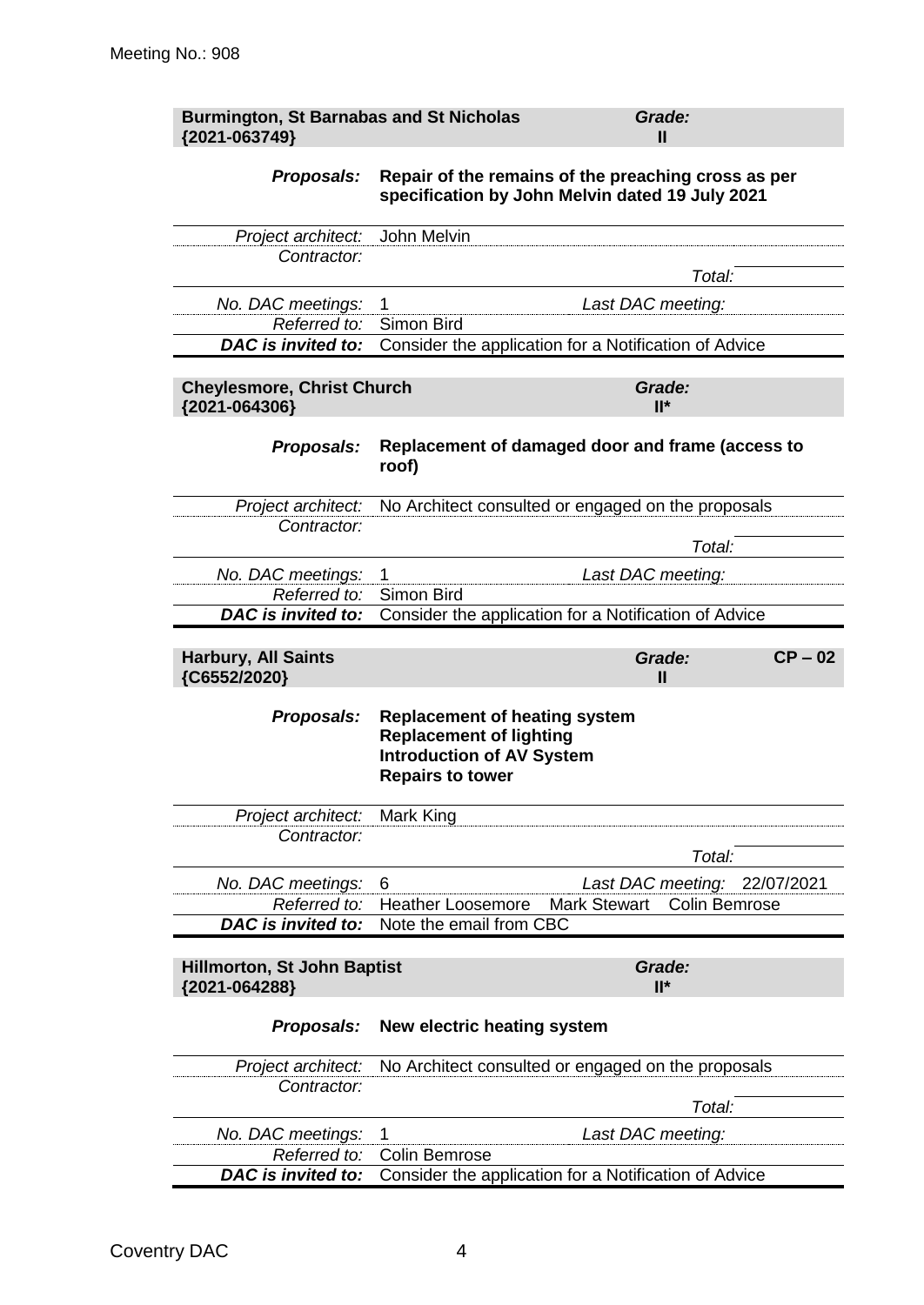Meeting No.: 908

**Burmington, St Barnabas and St Nicholas {2021-063749}** | ***Grade:*** **II**

| | |
|---|---|
| ***Proposals:*** | **Repair of the remains of the preaching cross as per specification by John Melvin dated 19 July 2021** |
| *Project architect:* | John Melvin |
| *Contractor:* | |
| | *Total:* |
| *No. DAC meetings:* | 1 *Last DAC meeting:* |
| *Referred to:* | Simon Bird |
| ***DAC is invited to:*** | Consider the application for a Notification of Advice |

**Cheylesmore, Christ Church {2021-064306}** | ***Grade:*** **II***

| | |
|---|---|
| ***Proposals:*** | **Replacement of damaged door and frame (access to roof)** |
| *Project architect:* | No Architect consulted or engaged on the proposals |
| *Contractor:* | |
| | *Total:* |
| *No. DAC meetings:* | 1 *Last DAC meeting:* |
| *Referred to:* | Simon Bird |
| ***DAC is invited to:*** | Consider the application for a Notification of Advice |

**Harbury, All Saints {C6552/2020}** | ***Grade:*** **II** | **CP – 02**

| | |
|---|---|
| ***Proposals:*** | **Replacement of heating system**<br>**Replacement of lighting**<br>**Introduction of AV System**<br>**Repairs to tower** |
| *Project architect:* | Mark King |
| *Contractor:* | |
| | *Total:* |
| *No. DAC meetings:* | 6 *Last DAC meeting:* 22/07/2021 |
| *Referred to:* | Heather Loosemore Mark Stewart Colin Bemrose |
| ***DAC is invited to:*** | Note the email from CBC |

**Hillmorton, St John Baptist {2021-064288}** | ***Grade:*** **II***

| | |
|---|---|
| ***Proposals:*** | **New electric heating system** |
| *Project architect:* | No Architect consulted or engaged on the proposals |
| *Contractor:* | |
| | *Total:* |
| *No. DAC meetings:* | 1 *Last DAC meeting:* |
| *Referred to:* | Colin Bemrose |
| ***DAC is invited to:*** | Consider the application for a Notification of Advice |

Coventry DAC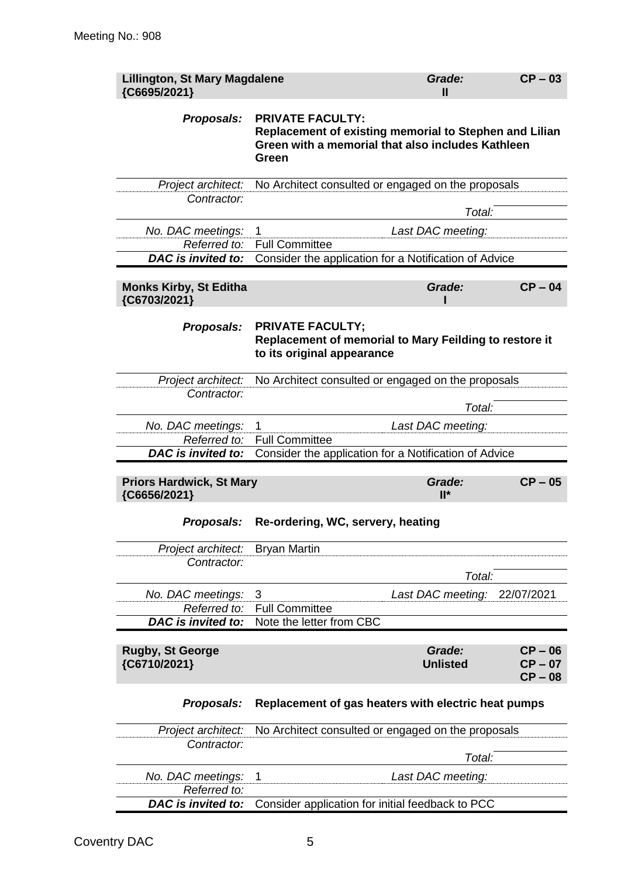Meeting No.: 908

| **Lillington, St Mary Magdalene {C6695/2021}** | | **Grade: II** | **CP – 03** |
|---|---|---|---|
| ***Proposals:*** | **PRIVATE FACULTY: Replacement of existing memorial to Stephen and Lilian Green with a memorial that also includes Kathleen Green** | | |
| *Project architect:* | No Architect consulted or engaged on the proposals | | |
| *Contractor:* | | *Total:* | |
| *No. DAC meetings:* | 1 | *Last DAC meeting:* | |
| *Referred to:* | Full Committee | | |
| ***DAC is invited to:*** | Consider the application for a Notification of Advice | | |

| **Monks Kirby, St Editha {C6703/2021}** | | **Grade: I** | **CP – 04** |
|---|---|---|---|
| ***Proposals:*** | **PRIVATE FACULTY; Replacement of memorial to Mary Feilding to restore it to its original appearance** | | |
| *Project architect:* | No Architect consulted or engaged on the proposals | | |
| *Contractor:* | | *Total:* | |
| *No. DAC meetings:* | 1 | *Last DAC meeting:* | |
| *Referred to:* | Full Committee | | |
| ***DAC is invited to:*** | Consider the application for a Notification of Advice | | |

| **Priors Hardwick, St Mary {C6656/2021}** | | **Grade: II\*** | **CP – 05** |
|---|---|---|---|
| ***Proposals:*** | **Re-ordering, WC, servery, heating** | | |
| *Project architect:* | Bryan Martin | | |
| *Contractor:* | | *Total:* | |
| *No. DAC meetings:* | 3 | *Last DAC meeting:* | 22/07/2021 |
| *Referred to:* | Full Committee | | |
| ***DAC is invited to:*** | Note the letter from CBC | | |

| **Rugby, St George {C6710/2021}** | | **Grade: Unlisted** | **CP – 06 CP – 07 CP – 08** |
|---|---|---|---|
| ***Proposals:*** | **Replacement of gas heaters with electric heat pumps** | | |
| *Project architect:* | No Architect consulted or engaged on the proposals | | |
| *Contractor:* | | *Total:* | |
| *No. DAC meetings:* | 1 | *Last DAC meeting:* | |
| *Referred to:* | | | |
| ***DAC is invited to:*** | Consider application for initial feedback to PCC | | |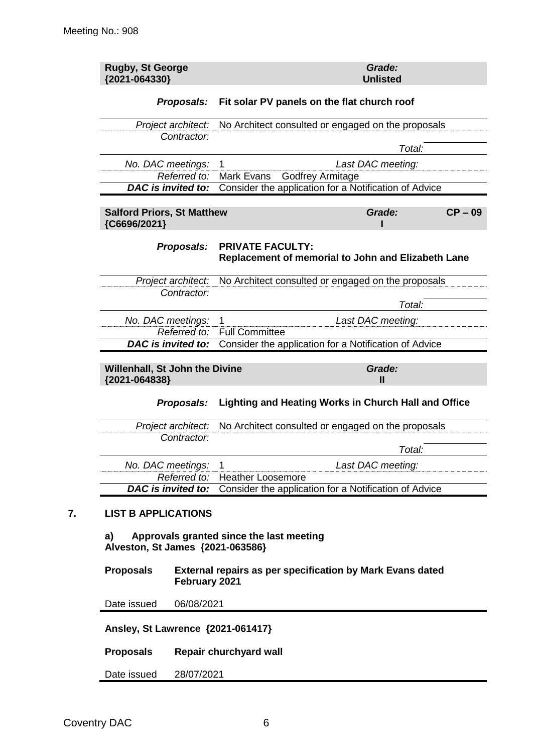Meeting No.: 908

| **Rugby, St George {2021-064330}** | | ***Grade:* Unlisted** | |
|---|---|---|---|
| ***Proposals:*** | **Fit solar PV panels on the flat church roof** | | |
| *Project architect:* | No Architect consulted or engaged on the proposals | | |
| *Contractor:* | | | |
| | | *Total:* | |
| *No. DAC meetings:* | 1 | *Last DAC meeting:* | |
| *Referred to:* | Mark Evans Godfrey Armitage | | |
| ***DAC is invited to:*** | Consider the application for a Notification of Advice | | |

| **Salford Priors, St Matthew {C6696/2021}** | | ***Grade:* I** | **CP – 09** |
|---|---|---|---|
| ***Proposals:*** | **PRIVATE FACULTY: Replacement of memorial to John and Elizabeth Lane** | | |
| *Project architect:* | No Architect consulted or engaged on the proposals | | |
| *Contractor:* | | | |
| | | *Total:* | |
| *No. DAC meetings:* | 1 | *Last DAC meeting:* | |
| *Referred to:* | Full Committee | | |
| ***DAC is invited to:*** | Consider the application for a Notification of Advice | | |

| **Willenhall, St John the Divine {2021-064838}** | | ***Grade:* II** | |
|---|---|---|---|
| ***Proposals:*** | **Lighting and Heating Works in Church Hall and Office** | | |
| *Project architect:* | No Architect consulted or engaged on the proposals | | |
| *Contractor:* | | | |
| | | *Total:* | |
| *No. DAC meetings:* | 1 | *Last DAC meeting:* | |
| *Referred to:* | Heather Loosemore | | |
| ***DAC is invited to:*** | Consider the application for a Notification of Advice | | |

## 7. LIST B APPLICATIONS

**a) Approvals granted since the last meeting**

**Alveston, St James {2021-063586}**

| **Proposals** | **External repairs as per specification by Mark Evans dated February 2021** |
|---|---|
| Date issued | 06/08/2021 |

**Ansley, St Lawrence {2021-061417}**

| **Proposals** | **Repair churchyard wall** |
|---|---|
| Date issued | 28/07/2021 |

Coventry DAC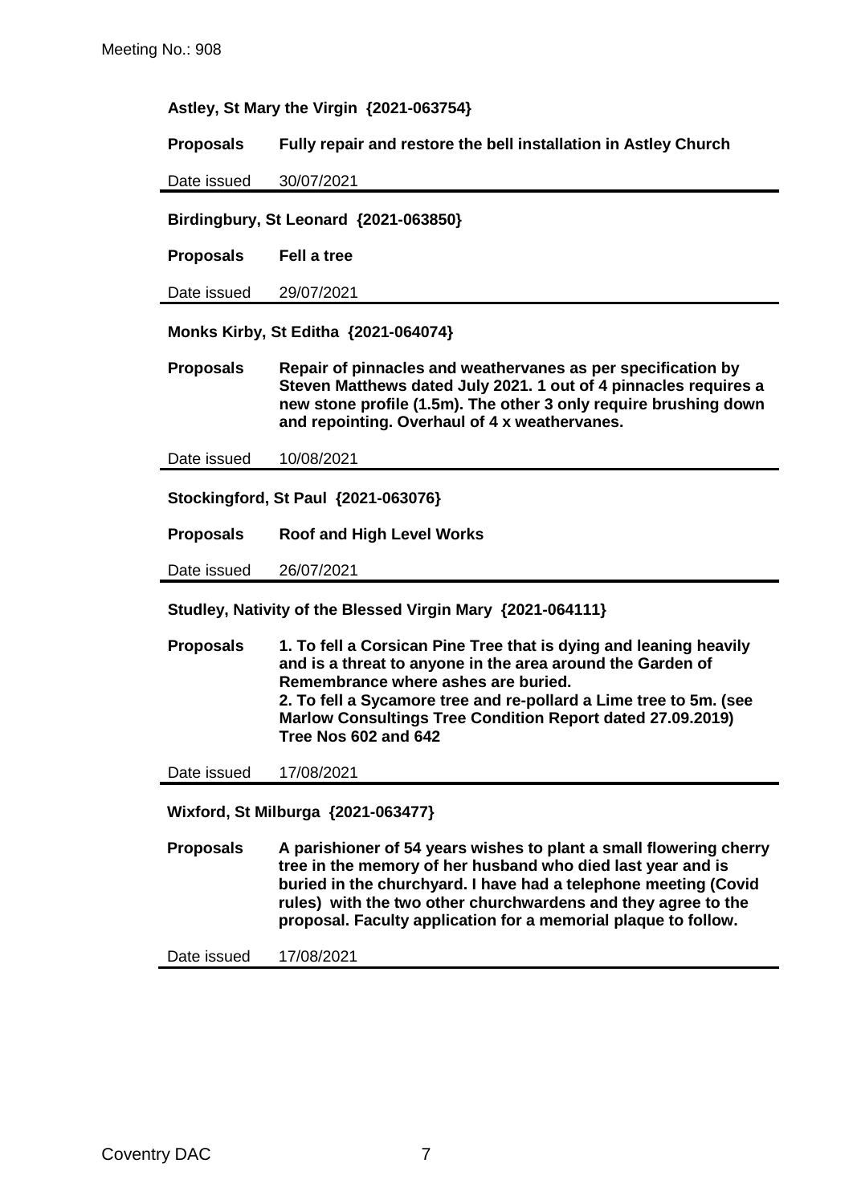Meeting No.: 908

**Astley, St Mary the Virgin {2021-063754}**

| | |
|---|---|
| **Proposals** | **Fully repair and restore the bell installation in Astley Church** |
| Date issued | 30/07/2021 |

**Birdingbury, St Leonard {2021-063850}**

| | |
|---|---|
| **Proposals** | **Fell a tree** |
| Date issued | 29/07/2021 |

**Monks Kirby, St Editha {2021-064074}**

| | |
|---|---|
| **Proposals** | **Repair of pinnacles and weathervanes as per specification by Steven Matthews dated July 2021. 1 out of 4 pinnacles requires a new stone profile (1.5m). The other 3 only require brushing down and repointing. Overhaul of 4 x weathervanes.** |
| Date issued | 10/08/2021 |

**Stockingford, St Paul {2021-063076}**

| | |
|---|---|
| **Proposals** | **Roof and High Level Works** |
| Date issued | 26/07/2021 |

**Studley, Nativity of the Blessed Virgin Mary {2021-064111}**

| | |
|---|---|
| **Proposals** | **1. To fell a Corsican Pine Tree that is dying and leaning heavily and is a threat to anyone in the area around the Garden of Remembrance where ashes are buried.<br>2. To fell a Sycamore tree and re-pollard a Lime tree to 5m. (see Marlow Consultings Tree Condition Report dated 27.09.2019) Tree Nos 602 and 642** |
| Date issued | 17/08/2021 |

**Wixford, St Milburga {2021-063477}**

| | |
|---|---|
| **Proposals** | **A parishioner of 54 years wishes to plant a small flowering cherry tree in the memory of her husband who died last year and is buried in the churchyard. I have had a telephone meeting (Covid rules) with the two other churchwardens and they agree to the proposal. Faculty application for a memorial plaque to follow.** |
| Date issued | 17/08/2021 |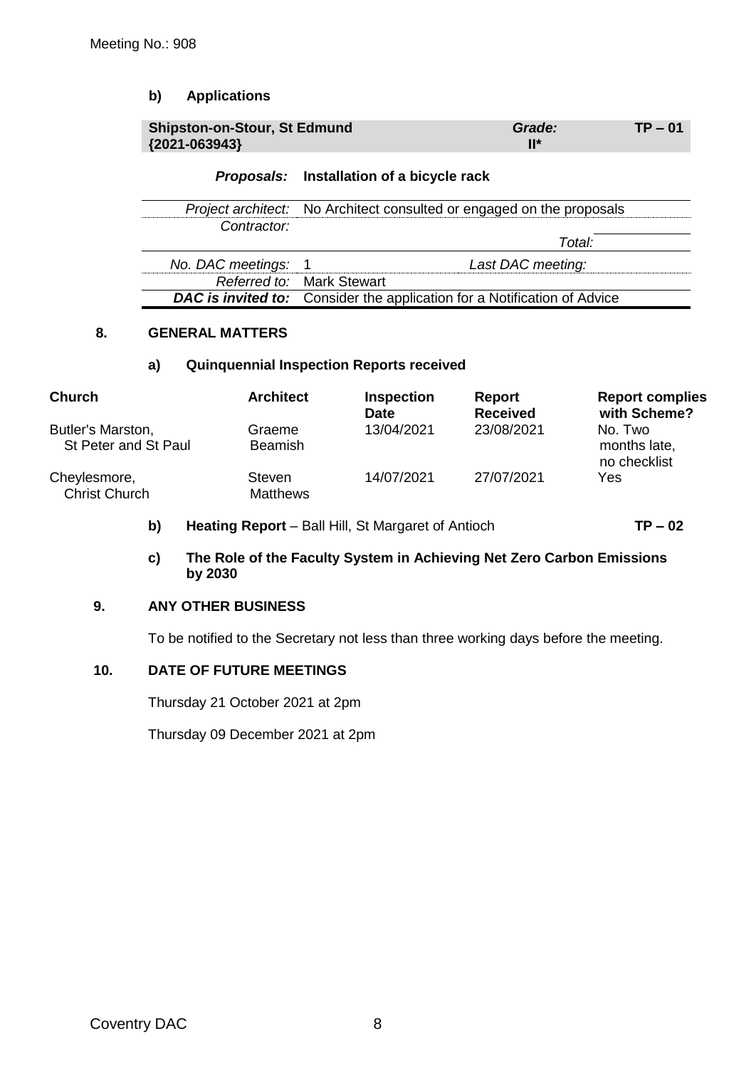Meeting No.: 908

**b) Applications**

| | | | |
|---|---|---|---|
| **Shipston-on-Stour, St Edmund {2021-063943}** | | ***Grade:* II*** | **TP – 01** |

***Proposals:*** **Installation of a bicycle rack**

| | |
|---|---|
| *Project architect:* | No Architect consulted or engaged on the proposals |
| *Contractor:* | |
| | *Total:* |
| *No. DAC meetings:* 1 | *Last DAC meeting:* |
| *Referred to:* | Mark Stewart |
| ***DAC is invited to:*** | Consider the application for a Notification of Advice |

**8. GENERAL MATTERS**

**a) Quinquennial Inspection Reports received**

| Church | Architect | Inspection Date | Report Received | Report complies with Scheme? |
|---|---|---|---|---|
| Butler's Marston, St Peter and St Paul | Graeme Beamish | 13/04/2021 | 23/08/2021 | No. Two months late, no checklist |
| Cheylesmore, Christ Church | Steven Matthews | 14/07/2021 | 27/07/2021 | Yes |

**b) Heating Report** – Ball Hill, St Margaret of Antioch **TP – 02**

**c) The Role of the Faculty System in Achieving Net Zero Carbon Emissions by 2030**

**9. ANY OTHER BUSINESS**

To be notified to the Secretary not less than three working days before the meeting.

**10. DATE OF FUTURE MEETINGS**

Thursday 21 October 2021 at 2pm

Thursday 09 December 2021 at 2pm